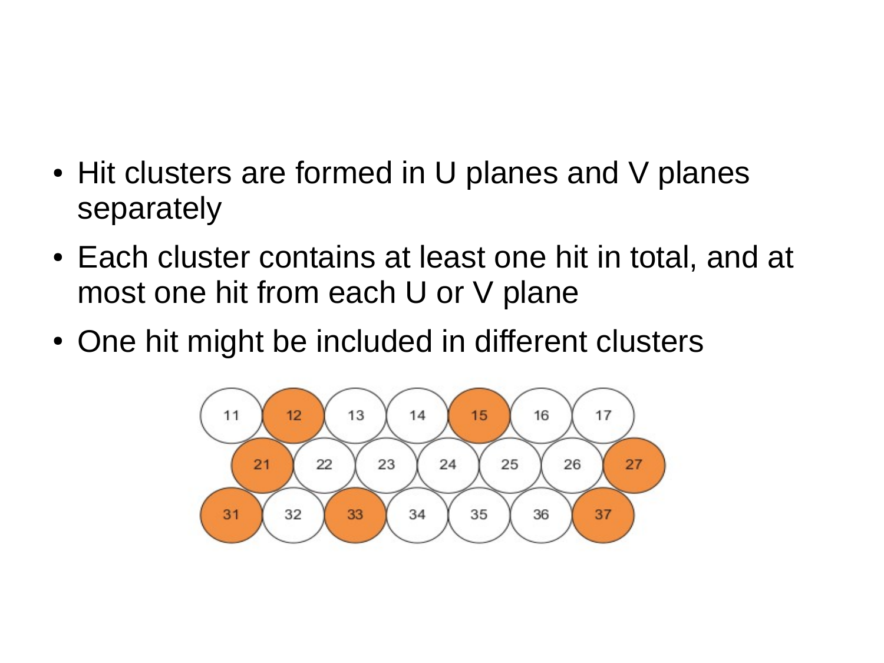- Hit clusters are formed in U planes and V planes separately
- Each cluster contains at least one hit in total, and at most one hit from each U or V plane
- One hit might be included in different clusters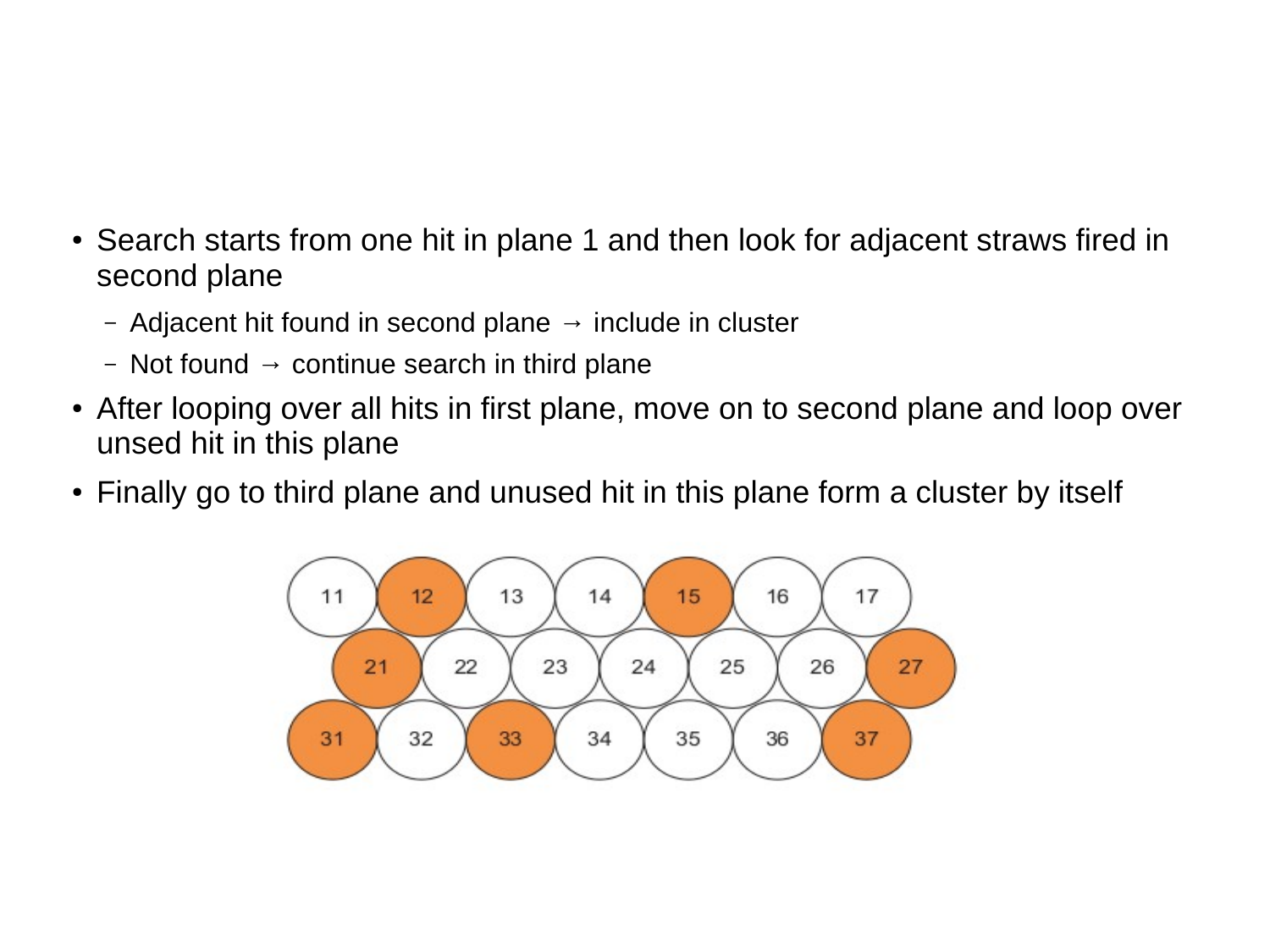- Search starts from one hit in plane 1 and then look for adjacent straws fired in second plane
  - Adjacent hit found in second plane → include in cluster
  - Not found → continue search in third plane
- After looping over all hits in first plane, move on to second plane and loop over unsed hit in this plane
- Finally go to third plane and unused hit in this plane form a cluster by itself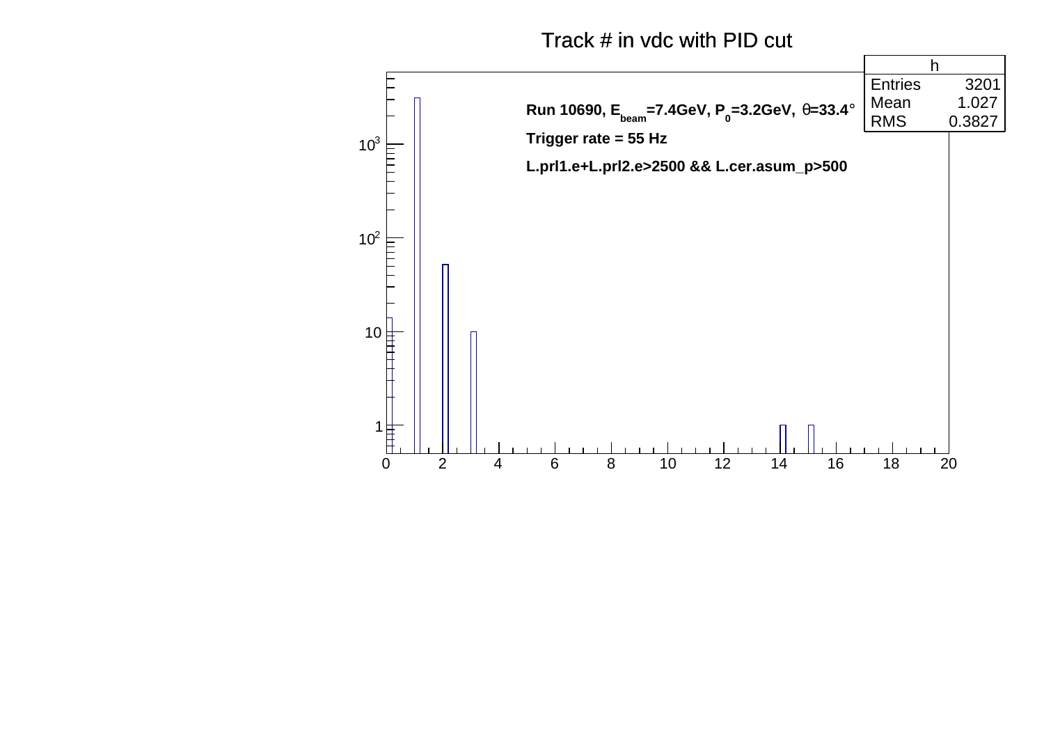# Track # in vdc with PID cut

Run 10690, $E_{beam}$=7.4GeV, $P_0$=3.2GeV, $\theta$=33.4°

Trigger rate = 55 Hz

L.prl1.e+L.prl2.e>2500 && L.cer.asum_p>500

| h | |
|---|---|
| Entries | 3201 |
| Mean | 1.027 |
| RMS | 0.3827 |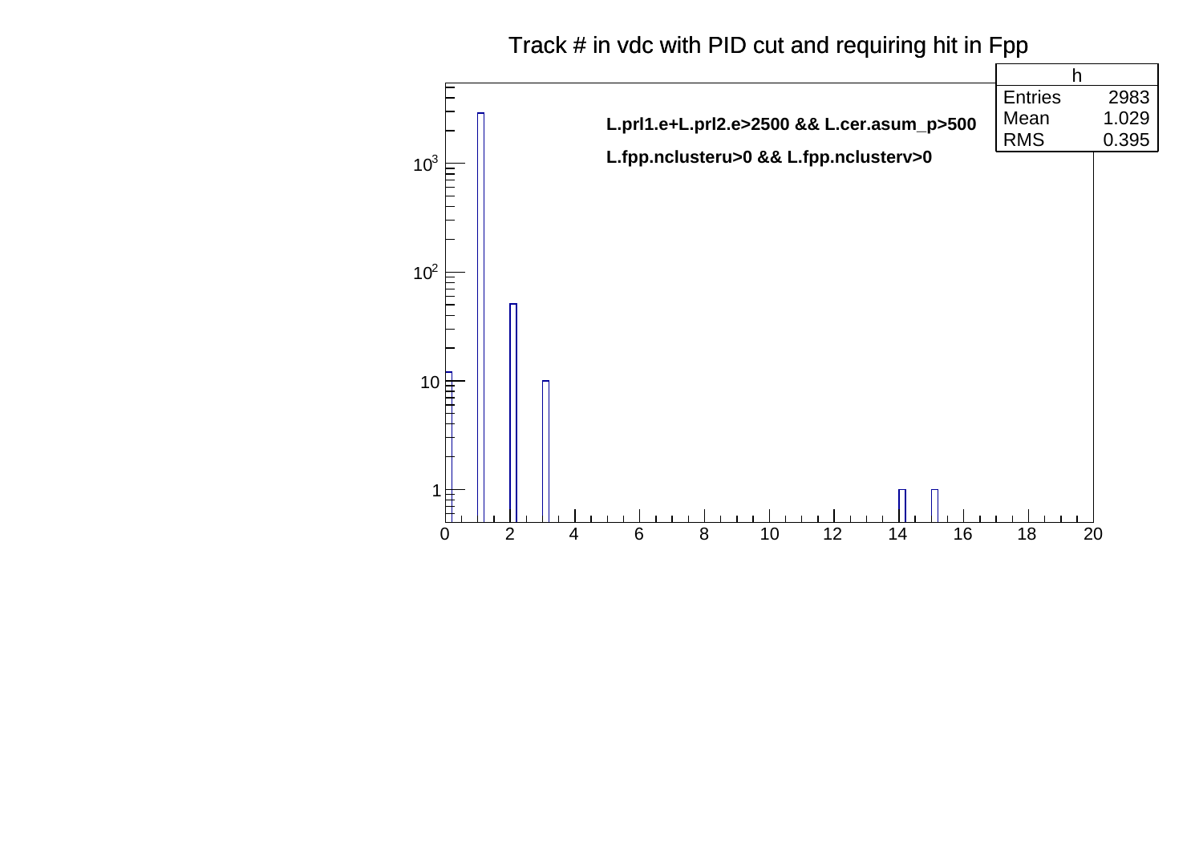# Track # in vdc with PID cut and requiring hit in Fpp

L.prl1.e+L.prl2.e>2500 && L.cer.asum_p>500

L.fpp.nclusteru>0 && L.fpp.nclusterv>0

| h | |
|---|---|
| Entries | 2983 |
| Mean | 1.029 |
| RMS | 0.395 |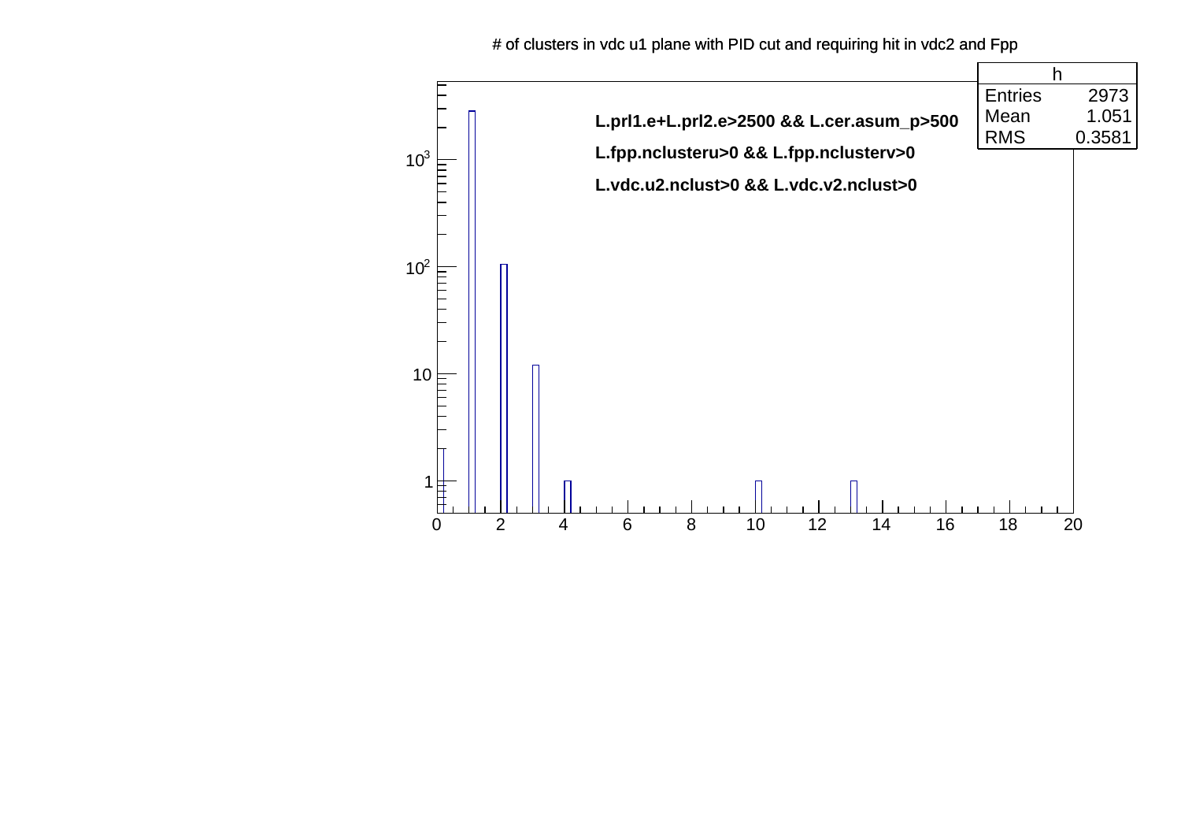# of clusters in vdc u1 plane with PID cut and requiring hit in vdc2 and Fpp

| h | |
|---|---|
| Entries | 2973 |
| Mean | 1.051 |
| RMS | 0.3581 |

L.prl1.e+L.prl2.e>2500 && L.cer.asum_p>500

L.fpp.nclusteru>0 && L.fpp.nclusterv>0

L.vdc.u2.nclust>0 && L.vdc.v2.nclust>0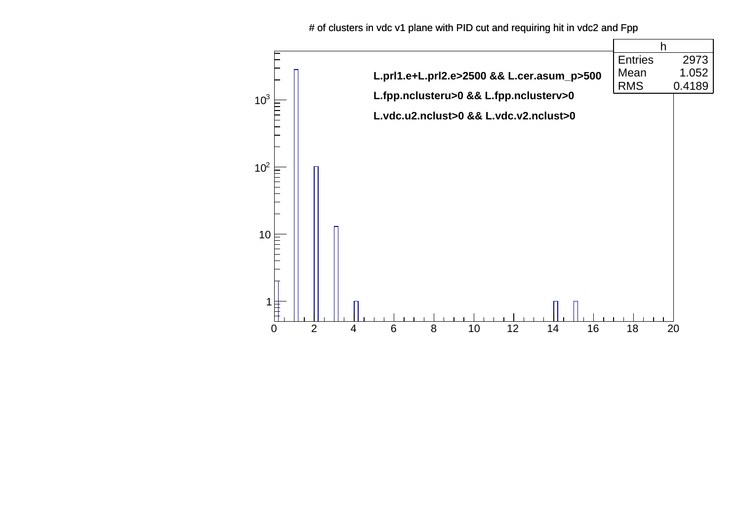# of clusters in vdc v1 plane with PID cut and requiring hit in vdc2 and Fpp

| h | |
|---|---|
| Entries | 2973 |
| Mean | 1.052 |
| RMS | 0.4189 |

L.prl1.e+L.prl2.e>2500 && L.cer.asum_p>500

L.fpp.nclusteru>0 && L.fpp.nclusterv>0

L.vdc.u2.nclust>0 && L.vdc.v2.nclust>0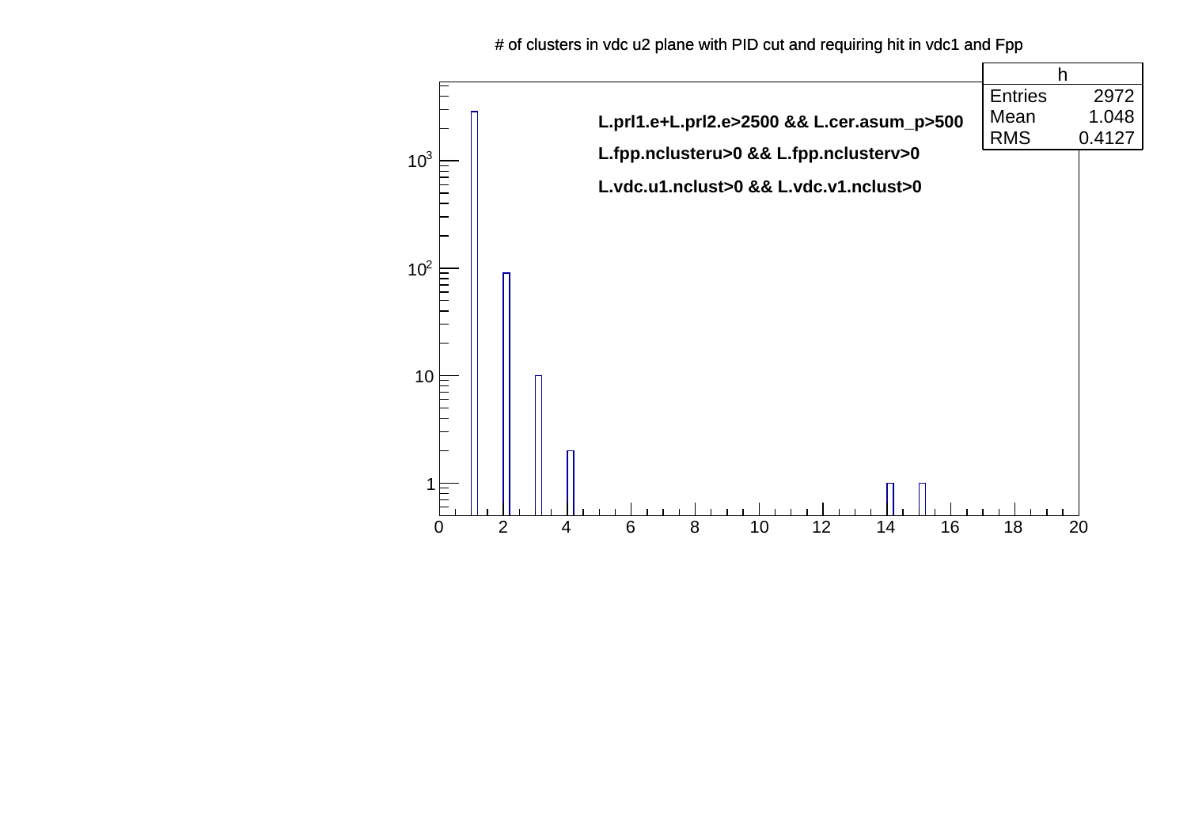# of clusters in vdc u2 plane with PID cut and requiring hit in vdc1 and Fpp

| h | |
|---|---|
| Entries | 2972 |
| Mean | 1.048 |
| RMS | 0.4127 |

L.prl1.e+L.prl2.e>2500 && L.cer.asum_p>500

L.fpp.nclusteru>0 && L.fpp.nclusterv>0

L.vdc.u1.nclust>0 && L.vdc.v1.nclust>0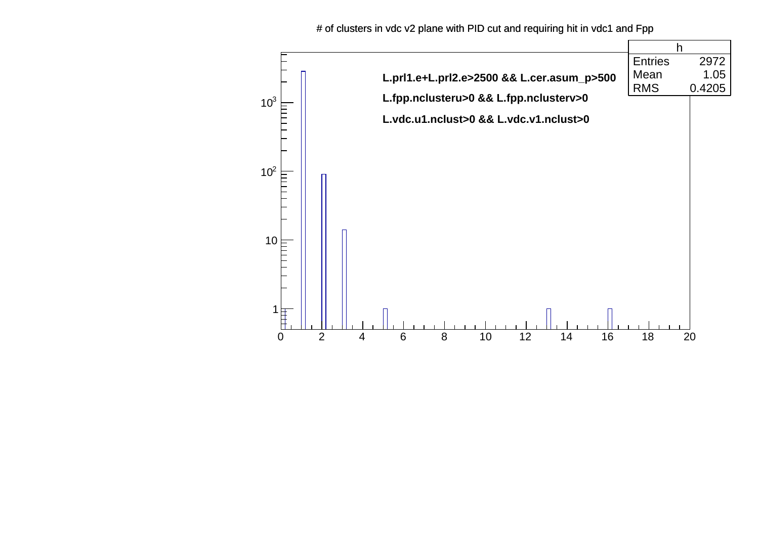# of clusters in vdc v2 plane with PID cut and requiring hit in vdc1 and Fpp

h

Entries 2972

Mean 1.05

RMS 0.4205

L.prl1.e+L.prl2.e>2500 && L.cer.asum_p>500

L.fpp.nclusteru>0 && L.fpp.nclusterv>0

L.vdc.u1.nclust>0 && L.vdc.v1.nclust>0

$10^3$

$10^2$

10

1

0 2 4 6 8 10 12 14 16 18 20